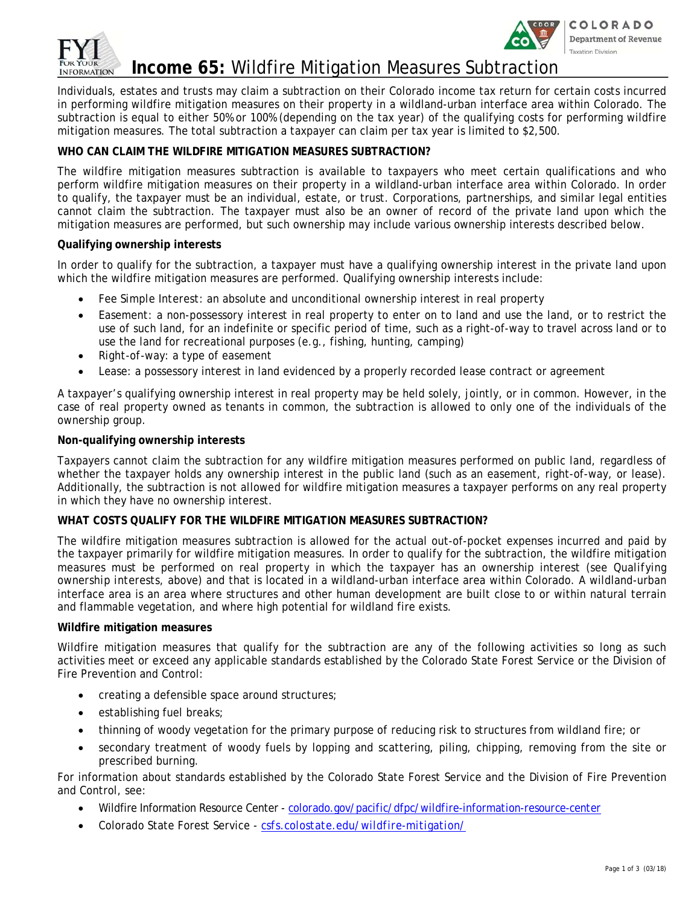# Income 65: Wildfire Mitigation Measures Subtraction

Individuals, estates and trusts may claim a subtraction on their Colorado income tax return for certain costs incurred in performing wildfire mitigation measures on their property in a wildland-urban interface area within Colorado. The subtraction is equal to either 50% or 100% (depending on the tax year) of the qualifying costs for performing wildfire mitigation measures. The total subtraction a taxpayer can claim per tax year is limited to $2,500.

## WHO CAN CLAIM THE WILDFIRE MITIGATION MEASURES SUBTRACTION?

The wildfire mitigation measures subtraction is available to taxpayers who meet certain qualifications and who perform wildfire mitigation measures on their property in a wildland-urban interface area within Colorado. In order to qualify, the taxpayer must be an individual, estate, or trust. Corporations, partnerships, and similar legal entities cannot claim the subtraction. The taxpayer must also be an owner of record of the private land upon which the mitigation measures are performed, but such ownership may include various ownership interests described below.

### Qualifying ownership interests

In order to qualify for the subtraction, a taxpayer must have a qualifying ownership interest in the private land upon which the wildfire mitigation measures are performed. Qualifying ownership interests include:

- Fee Simple Interest: an absolute and unconditional ownership interest in real property
- Easement: a non-possessory interest in real property to enter on to land and use the land, or to restrict the use of such land, for an indefinite or specific period of time, such as a right-of-way to travel across land or to use the land for recreational purposes (e.g., fishing, hunting, camping)
- Right-of-way: a type of easement
- Lease: a possessory interest in land evidenced by a properly recorded lease contract or agreement

A taxpayer's qualifying ownership interest in real property may be held solely, jointly, or in common. However, in the case of real property owned as tenants in common, the subtraction is allowed to only one of the individuals of the ownership group.

### Non-qualifying ownership interests

Taxpayers cannot claim the subtraction for any wildfire mitigation measures performed on public land, regardless of whether the taxpayer holds any ownership interest in the public land (such as an easement, right-of-way, or lease). Additionally, the subtraction is not allowed for wildfire mitigation measures a taxpayer performs on any real property in which they have no ownership interest.

## WHAT COSTS QUALIFY FOR THE WILDFIRE MITIGATION MEASURES SUBTRACTION?

The wildfire mitigation measures subtraction is allowed for the actual out-of-pocket expenses incurred and paid by the taxpayer primarily for wildfire mitigation measures. In order to qualify for the subtraction, the wildfire mitigation measures must be performed on real property in which the taxpayer has an ownership interest (see Qualifying ownership interests, above) and that is located in a wildland-urban interface area within Colorado. A wildland-urban interface area is an area where structures and other human development are built close to or within natural terrain and flammable vegetation, and where high potential for wildland fire exists.

### Wildfire mitigation measures

Wildfire mitigation measures that qualify for the subtraction are any of the following activities so long as such activities meet or exceed any applicable standards established by the Colorado State Forest Service or the Division of Fire Prevention and Control:

- creating a defensible space around structures;
- establishing fuel breaks;
- thinning of woody vegetation for the primary purpose of reducing risk to structures from wildland fire; or
- secondary treatment of woody fuels by lopping and scattering, piling, chipping, removing from the site or prescribed burning.

For information about standards established by the Colorado State Forest Service and the Division of Fire Prevention and Control, see:

- Wildfire Information Resource Center - colorado.gov/pacific/dfpc/wildfire-information-resource-center
- Colorado State Forest Service - csfs.colostate.edu/wildfire-mitigation/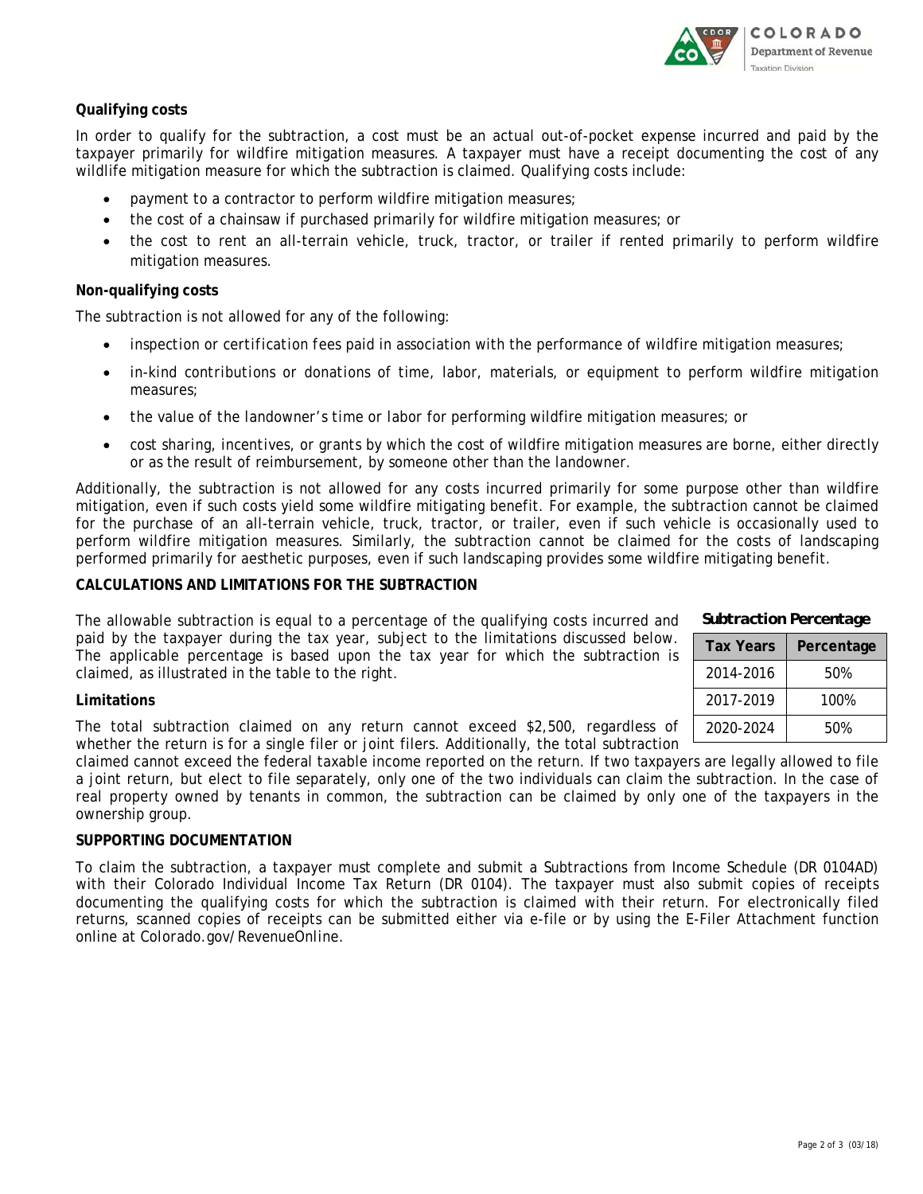**Qualifying costs**

In order to qualify for the subtraction, a cost must be an actual out-of-pocket expense incurred and paid by the taxpayer primarily for wildfire mitigation measures. A taxpayer must have a receipt documenting the cost of any wildlife mitigation measure for which the subtraction is claimed. Qualifying costs include:

- payment to a contractor to perform wildfire mitigation measures;
- the cost of a chainsaw if purchased primarily for wildfire mitigation measures; or
- the cost to rent an all-terrain vehicle, truck, tractor, or trailer if rented primarily to perform wildfire mitigation measures.

**Non-qualifying costs**

The subtraction is not allowed for any of the following:

- inspection or certification fees paid in association with the performance of wildfire mitigation measures;
- in-kind contributions or donations of time, labor, materials, or equipment to perform wildfire mitigation measures;
- the value of the landowner's time or labor for performing wildfire mitigation measures; or
- cost sharing, incentives, or grants by which the cost of wildfire mitigation measures are borne, either directly or as the result of reimbursement, by someone other than the landowner.

Additionally, the subtraction is not allowed for any costs incurred primarily for some purpose other than wildfire mitigation, even if such costs yield some wildfire mitigating benefit. For example, the subtraction cannot be claimed for the purchase of an all-terrain vehicle, truck, tractor, or trailer, even if such vehicle is occasionally used to perform wildfire mitigation measures. Similarly, the subtraction cannot be claimed for the costs of landscaping performed primarily for aesthetic purposes, even if such landscaping provides some wildfire mitigating benefit.

**CALCULATIONS AND LIMITATIONS FOR THE SUBTRACTION**

The allowable subtraction is equal to a percentage of the qualifying costs incurred and paid by the taxpayer during the tax year, subject to the limitations discussed below. The applicable percentage is based upon the tax year for which the subtraction is claimed, as illustrated in the table to the right.

**Subtraction Percentage**

| Tax Years | Percentage |
|---|---|
| 2014-2016 | 50% |
| 2017-2019 | 100% |
| 2020-2024 | 50% |

**Limitations**

The total subtraction claimed on any return cannot exceed $2,500, regardless of whether the return is for a single filer or joint filers. Additionally, the total subtraction claimed cannot exceed the federal taxable income reported on the return. If two taxpayers are legally allowed to file a joint return, but elect to file separately, only one of the two individuals can claim the subtraction. In the case of real property owned by tenants in common, the subtraction can be claimed by only one of the taxpayers in the ownership group.

**SUPPORTING DOCUMENTATION**

To claim the subtraction, a taxpayer must complete and submit a Subtractions from Income Schedule (DR 0104AD) with their Colorado Individual Income Tax Return (DR 0104). The taxpayer must also submit copies of receipts documenting the qualifying costs for which the subtraction is claimed with their return. For electronically filed returns, scanned copies of receipts can be submitted either via e-file or by using the E-Filer Attachment function online at Colorado.gov/RevenueOnline.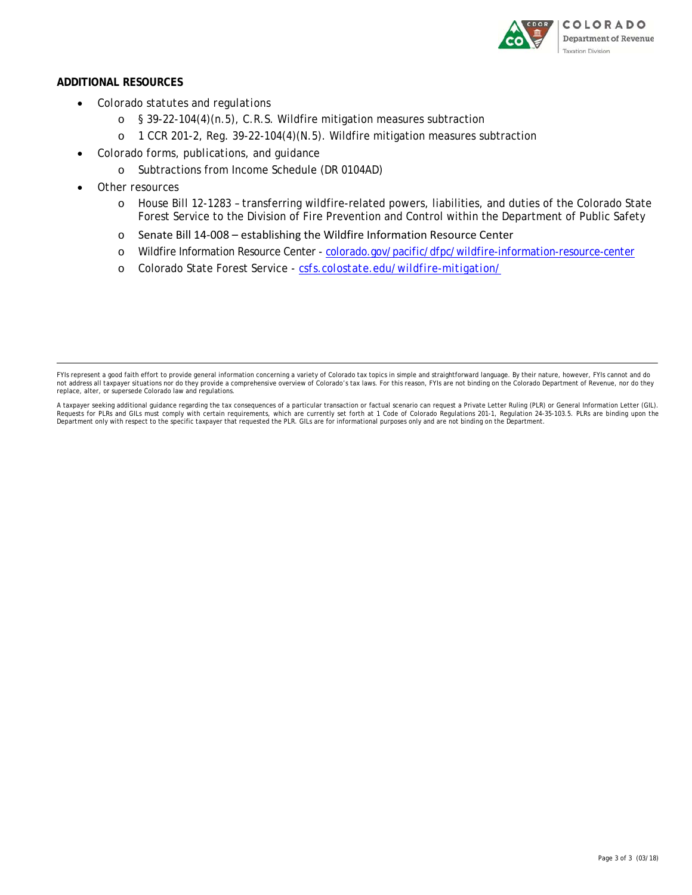**ADDITIONAL RESOURCES**

- Colorado statutes and regulations
  - § 39-22-104(4)(n.5), C.R.S. Wildfire mitigation measures subtraction
  - 1 CCR 201-2, Reg. 39-22-104(4)(N.5). Wildfire mitigation measures subtraction
- Colorado forms, publications, and guidance
  - Subtractions from Income Schedule (DR 0104AD)
- Other resources
  - House Bill 12-1283 – transferring wildfire-related powers, liabilities, and duties of the Colorado State Forest Service to the Division of Fire Prevention and Control within the Department of Public Safety
  - Senate Bill 14-008 – establishing the Wildfire Information Resource Center
  - Wildfire Information Resource Center - colorado.gov/pacific/dfpc/wildfire-information-resource-center
  - Colorado State Forest Service - csfs.colostate.edu/wildfire-mitigation/

---

FYIs represent a good faith effort to provide general information concerning a variety of Colorado tax topics in simple and straightforward language. By their nature, however, FYIs cannot and do not address all taxpayer situations nor do they provide a comprehensive overview of Colorado's tax laws. For this reason, FYIs are not binding on the Colorado Department of Revenue, nor do they replace, alter, or supersede Colorado law and regulations.

A taxpayer seeking additional guidance regarding the tax consequences of a particular transaction or factual scenario can request a Private Letter Ruling (PLR) or General Information Letter (GIL). Requests for PLRs and GILs must comply with certain requirements, which are currently set forth at 1 Code of Colorado Regulations 201-1, Regulation 24-35-103.5. PLRs are binding upon the Department only with respect to the specific taxpayer that requested the PLR. GILs are for informational purposes only and are not binding on the Department.